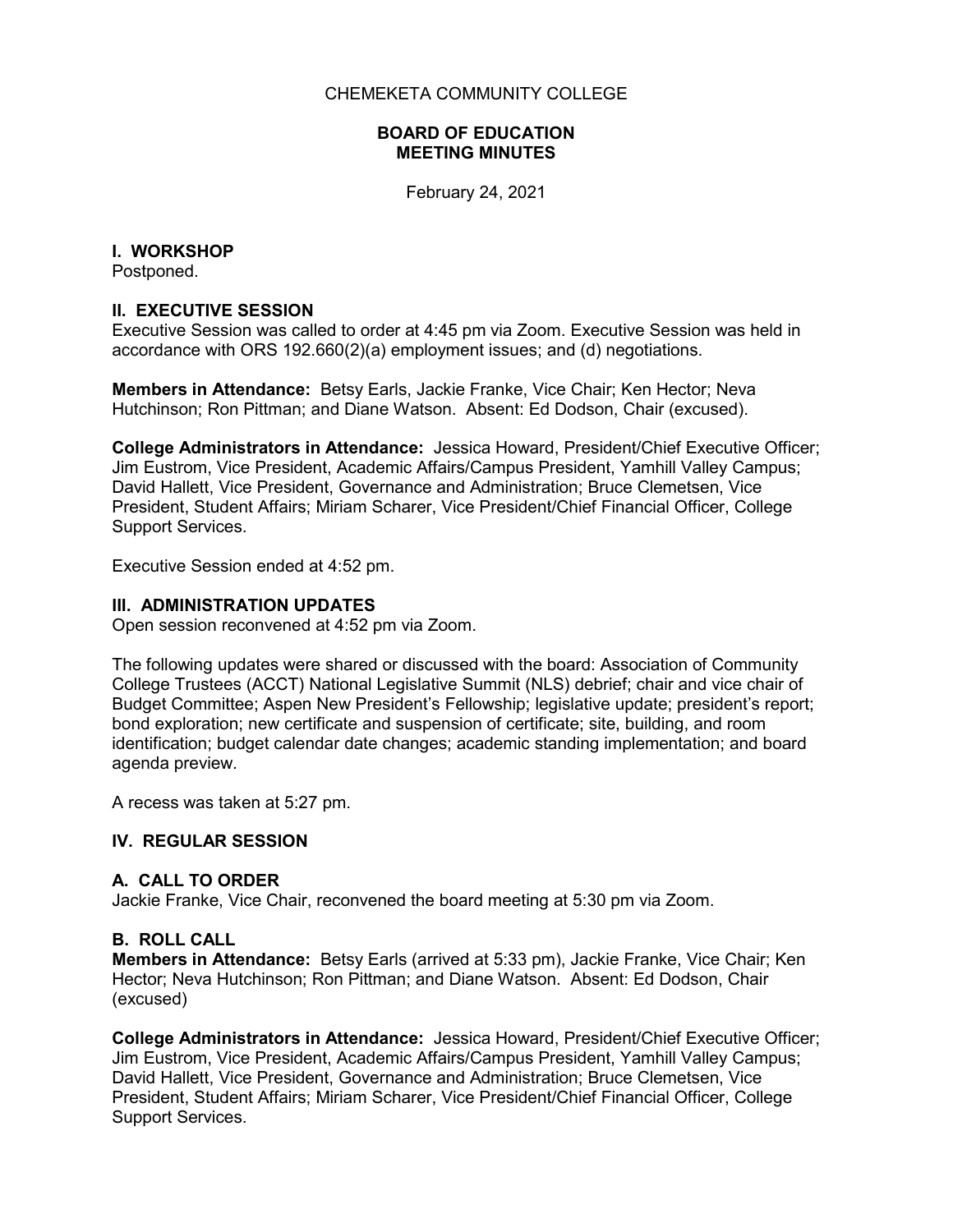CHEMEKETA COMMUNITY COLLEGE

**BOARD OF EDUCATION**
**MEETING MINUTES**

February 24, 2021

## I. WORKSHOP

Postponed.

## II. EXECUTIVE SESSION

Executive Session was called to order at 4:45 pm via Zoom. Executive Session was held in accordance with ORS 192.660(2)(a) employment issues; and (d) negotiations.

**Members in Attendance:** Betsy Earls, Jackie Franke, Vice Chair; Ken Hector; Neva Hutchinson; Ron Pittman; and Diane Watson. Absent: Ed Dodson, Chair (excused).

**College Administrators in Attendance:** Jessica Howard, President/Chief Executive Officer; Jim Eustrom, Vice President, Academic Affairs/Campus President, Yamhill Valley Campus; David Hallett, Vice President, Governance and Administration; Bruce Clemetsen, Vice President, Student Affairs; Miriam Scharer, Vice President/Chief Financial Officer, College Support Services.

Executive Session ended at 4:52 pm.

## III. ADMINISTRATION UPDATES

Open session reconvened at 4:52 pm via Zoom.

The following updates were shared or discussed with the board: Association of Community College Trustees (ACCT) National Legislative Summit (NLS) debrief; chair and vice chair of Budget Committee; Aspen New President's Fellowship; legislative update; president's report; bond exploration; new certificate and suspension of certificate; site, building, and room identification; budget calendar date changes; academic standing implementation; and board agenda preview.

A recess was taken at 5:27 pm.

## IV. REGULAR SESSION

### A. CALL TO ORDER

Jackie Franke, Vice Chair, reconvened the board meeting at 5:30 pm via Zoom.

### B. ROLL CALL

**Members in Attendance:** Betsy Earls (arrived at 5:33 pm), Jackie Franke, Vice Chair; Ken Hector; Neva Hutchinson; Ron Pittman; and Diane Watson. Absent: Ed Dodson, Chair (excused)

**College Administrators in Attendance:** Jessica Howard, President/Chief Executive Officer; Jim Eustrom, Vice President, Academic Affairs/Campus President, Yamhill Valley Campus; David Hallett, Vice President, Governance and Administration; Bruce Clemetsen, Vice President, Student Affairs; Miriam Scharer, Vice President/Chief Financial Officer, College Support Services.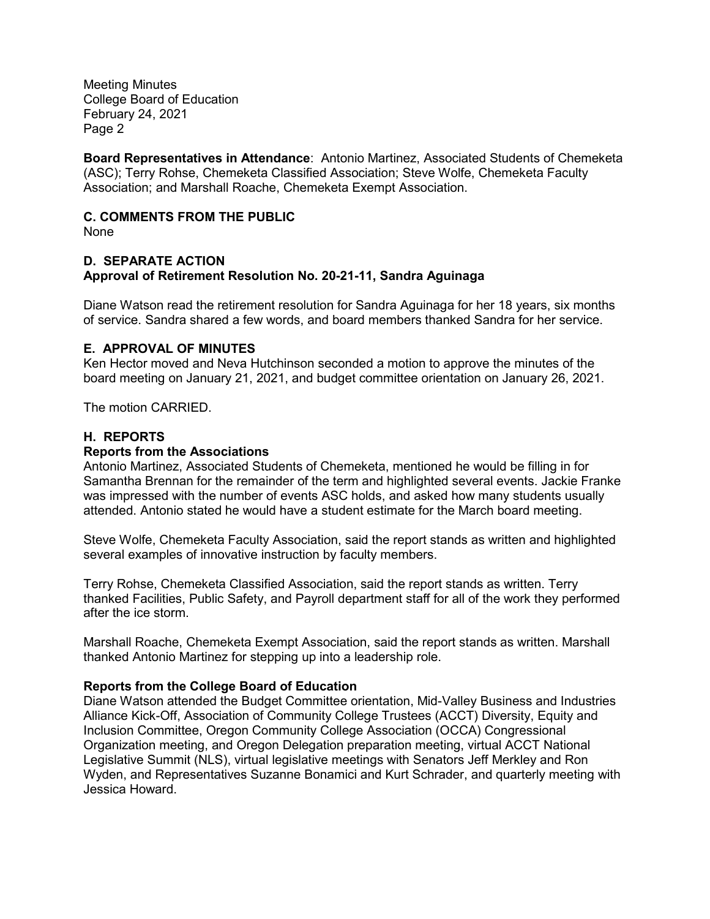**Board Representatives in Attendance**: Antonio Martinez, Associated Students of Chemeketa (ASC); Terry Rohse, Chemeketa Classified Association; Steve Wolfe, Chemeketa Faculty Association; and Marshall Roache, Chemeketa Exempt Association.

## C. COMMENTS FROM THE PUBLIC

None

## D. SEPARATE ACTION

**Approval of Retirement Resolution No. 20-21-11, Sandra Aguinaga**

Diane Watson read the retirement resolution for Sandra Aguinaga for her 18 years, six months of service. Sandra shared a few words, and board members thanked Sandra for her service.

## E. APPROVAL OF MINUTES

Ken Hector moved and Neva Hutchinson seconded a motion to approve the minutes of the board meeting on January 21, 2021, and budget committee orientation on January 26, 2021.

The motion CARRIED.

## H. REPORTS

**Reports from the Associations**

Antonio Martinez, Associated Students of Chemeketa, mentioned he would be filling in for Samantha Brennan for the remainder of the term and highlighted several events. Jackie Franke was impressed with the number of events ASC holds, and asked how many students usually attended. Antonio stated he would have a student estimate for the March board meeting.

Steve Wolfe, Chemeketa Faculty Association, said the report stands as written and highlighted several examples of innovative instruction by faculty members.

Terry Rohse, Chemeketa Classified Association, said the report stands as written. Terry thanked Facilities, Public Safety, and Payroll department staff for all of the work they performed after the ice storm.

Marshall Roache, Chemeketa Exempt Association, said the report stands as written. Marshall thanked Antonio Martinez for stepping up into a leadership role.

**Reports from the College Board of Education**

Diane Watson attended the Budget Committee orientation, Mid-Valley Business and Industries Alliance Kick-Off, Association of Community College Trustees (ACCT) Diversity, Equity and Inclusion Committee, Oregon Community College Association (OCCA) Congressional Organization meeting, and Oregon Delegation preparation meeting, virtual ACCT National Legislative Summit (NLS), virtual legislative meetings with Senators Jeff Merkley and Ron Wyden, and Representatives Suzanne Bonamici and Kurt Schrader, and quarterly meeting with Jessica Howard.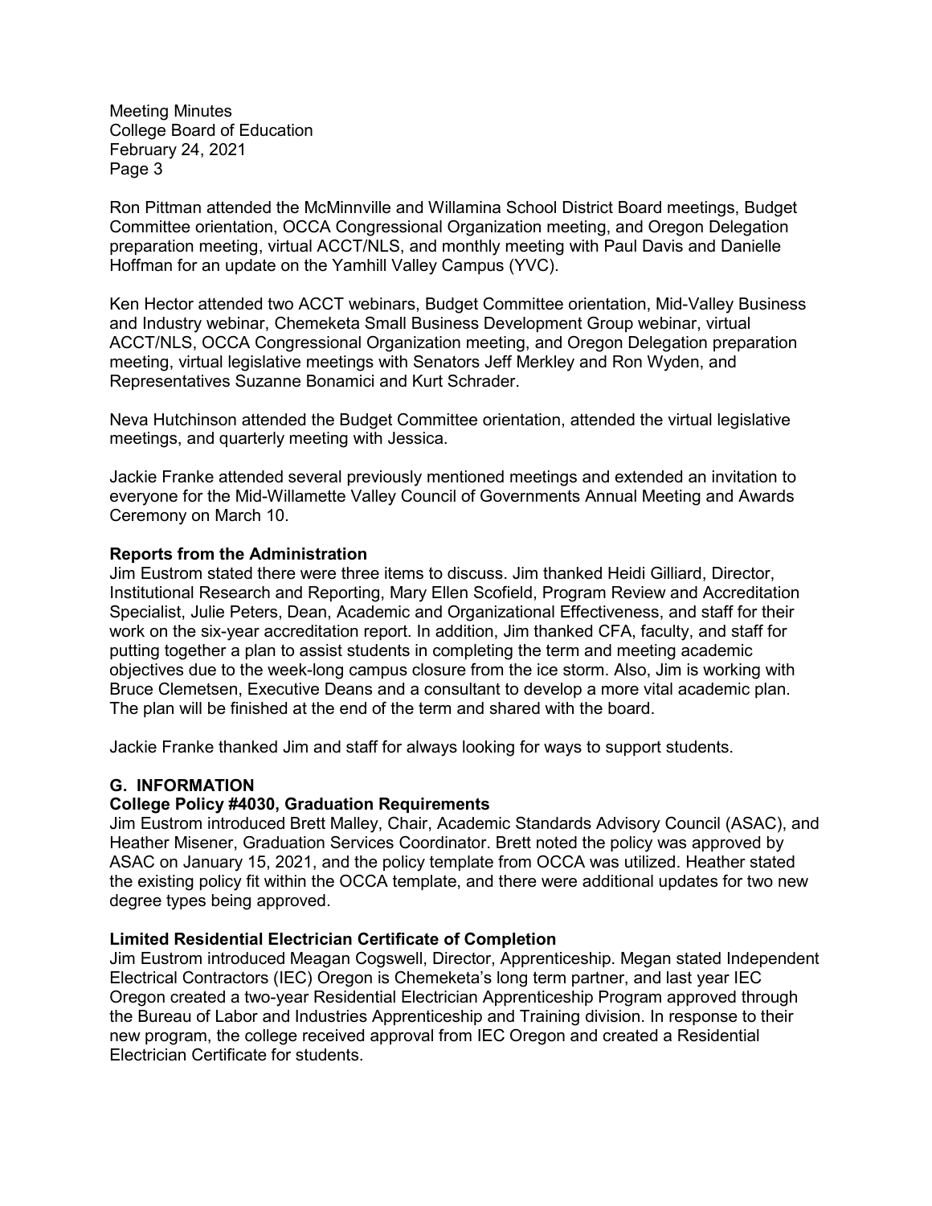Ron Pittman attended the McMinnville and Willamina School District Board meetings, Budget Committee orientation, OCCA Congressional Organization meeting, and Oregon Delegation preparation meeting, virtual ACCT/NLS, and monthly meeting with Paul Davis and Danielle Hoffman for an update on the Yamhill Valley Campus (YVC).

Ken Hector attended two ACCT webinars, Budget Committee orientation, Mid-Valley Business and Industry webinar, Chemeketa Small Business Development Group webinar, virtual ACCT/NLS, OCCA Congressional Organization meeting, and Oregon Delegation preparation meeting, virtual legislative meetings with Senators Jeff Merkley and Ron Wyden, and Representatives Suzanne Bonamici and Kurt Schrader.

Neva Hutchinson attended the Budget Committee orientation, attended the virtual legislative meetings, and quarterly meeting with Jessica.

Jackie Franke attended several previously mentioned meetings and extended an invitation to everyone for the Mid-Willamette Valley Council of Governments Annual Meeting and Awards Ceremony on March 10.

**Reports from the Administration**

Jim Eustrom stated there were three items to discuss. Jim thanked Heidi Gilliard, Director, Institutional Research and Reporting, Mary Ellen Scofield, Program Review and Accreditation Specialist, Julie Peters, Dean, Academic and Organizational Effectiveness, and staff for their work on the six-year accreditation report. In addition, Jim thanked CFA, faculty, and staff for putting together a plan to assist students in completing the term and meeting academic objectives due to the week-long campus closure from the ice storm. Also, Jim is working with Bruce Clemetsen, Executive Deans and a consultant to develop a more vital academic plan. The plan will be finished at the end of the term and shared with the board.

Jackie Franke thanked Jim and staff for always looking for ways to support students.

## G. INFORMATION

**College Policy #4030, Graduation Requirements**

Jim Eustrom introduced Brett Malley, Chair, Academic Standards Advisory Council (ASAC), and Heather Misener, Graduation Services Coordinator. Brett noted the policy was approved by ASAC on January 15, 2021, and the policy template from OCCA was utilized. Heather stated the existing policy fit within the OCCA template, and there were additional updates for two new degree types being approved.

**Limited Residential Electrician Certificate of Completion**

Jim Eustrom introduced Meagan Cogswell, Director, Apprenticeship. Megan stated Independent Electrical Contractors (IEC) Oregon is Chemeketa's long term partner, and last year IEC Oregon created a two-year Residential Electrician Apprenticeship Program approved through the Bureau of Labor and Industries Apprenticeship and Training division. In response to their new program, the college received approval from IEC Oregon and created a Residential Electrician Certificate for students.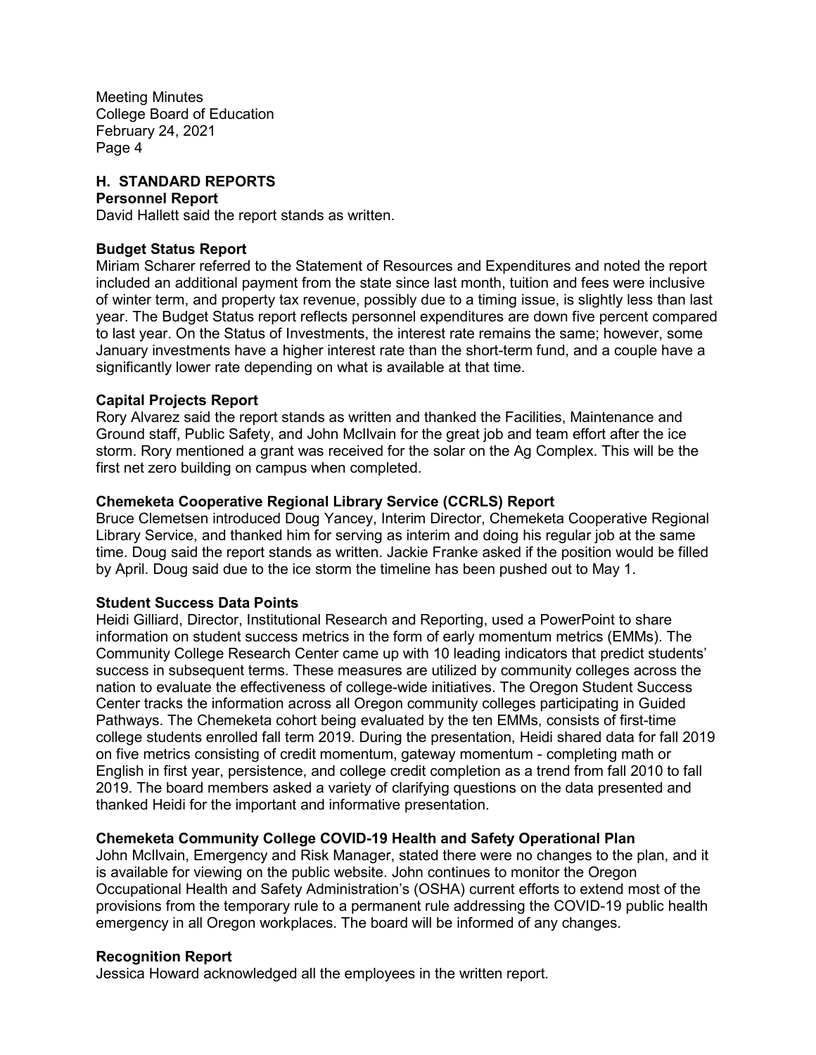## H. STANDARD REPORTS

### Personnel Report

David Hallett said the report stands as written.

### Budget Status Report

Miriam Scharer referred to the Statement of Resources and Expenditures and noted the report included an additional payment from the state since last month, tuition and fees were inclusive of winter term, and property tax revenue, possibly due to a timing issue, is slightly less than last year. The Budget Status report reflects personnel expenditures are down five percent compared to last year. On the Status of Investments, the interest rate remains the same; however, some January investments have a higher interest rate than the short-term fund, and a couple have a significantly lower rate depending on what is available at that time.

### Capital Projects Report

Rory Alvarez said the report stands as written and thanked the Facilities, Maintenance and Ground staff, Public Safety, and John McIlvain for the great job and team effort after the ice storm. Rory mentioned a grant was received for the solar on the Ag Complex. This will be the first net zero building on campus when completed.

### Chemeketa Cooperative Regional Library Service (CCRLS) Report

Bruce Clemetsen introduced Doug Yancey, Interim Director, Chemeketa Cooperative Regional Library Service, and thanked him for serving as interim and doing his regular job at the same time. Doug said the report stands as written. Jackie Franke asked if the position would be filled by April. Doug said due to the ice storm the timeline has been pushed out to May 1.

### Student Success Data Points

Heidi Gilliard, Director, Institutional Research and Reporting, used a PowerPoint to share information on student success metrics in the form of early momentum metrics (EMMs). The Community College Research Center came up with 10 leading indicators that predict students' success in subsequent terms. These measures are utilized by community colleges across the nation to evaluate the effectiveness of college-wide initiatives. The Oregon Student Success Center tracks the information across all Oregon community colleges participating in Guided Pathways. The Chemeketa cohort being evaluated by the ten EMMs, consists of first-time college students enrolled fall term 2019. During the presentation, Heidi shared data for fall 2019 on five metrics consisting of credit momentum, gateway momentum - completing math or English in first year, persistence, and college credit completion as a trend from fall 2010 to fall 2019. The board members asked a variety of clarifying questions on the data presented and thanked Heidi for the important and informative presentation.

### Chemeketa Community College COVID-19 Health and Safety Operational Plan

John McIlvain, Emergency and Risk Manager, stated there were no changes to the plan, and it is available for viewing on the public website. John continues to monitor the Oregon Occupational Health and Safety Administration's (OSHA) current efforts to extend most of the provisions from the temporary rule to a permanent rule addressing the COVID-19 public health emergency in all Oregon workplaces. The board will be informed of any changes.

### Recognition Report

Jessica Howard acknowledged all the employees in the written report.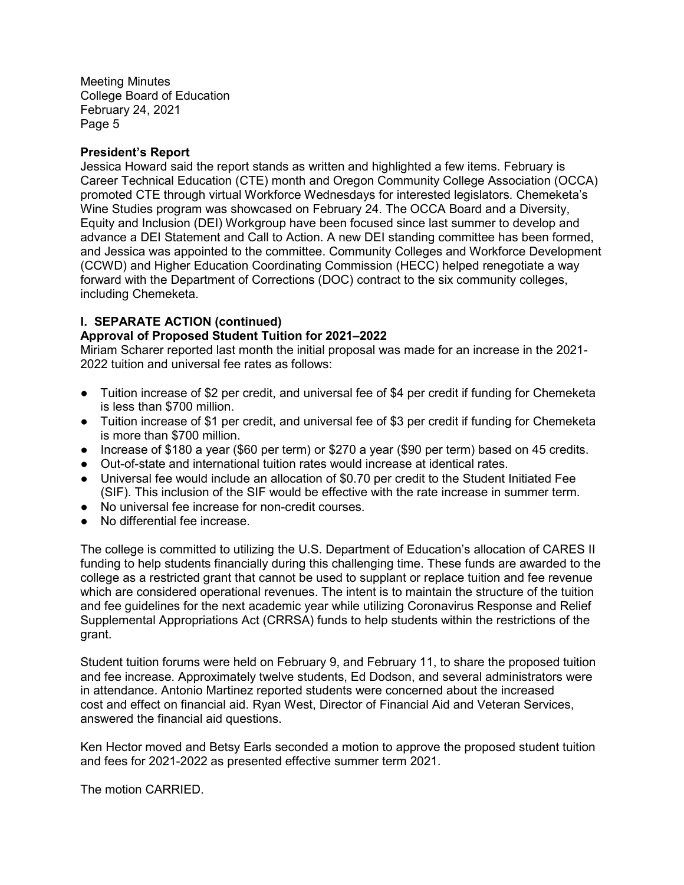**President's Report**

Jessica Howard said the report stands as written and highlighted a few items. February is Career Technical Education (CTE) month and Oregon Community College Association (OCCA) promoted CTE through virtual Workforce Wednesdays for interested legislators. Chemeketa's Wine Studies program was showcased on February 24. The OCCA Board and a Diversity, Equity and Inclusion (DEI) Workgroup have been focused since last summer to develop and advance a DEI Statement and Call to Action. A new DEI standing committee has been formed, and Jessica was appointed to the committee. Community Colleges and Workforce Development (CCWD) and Higher Education Coordinating Commission (HECC) helped renegotiate a way forward with the Department of Corrections (DOC) contract to the six community colleges, including Chemeketa.

**I. SEPARATE ACTION (continued)**

**Approval of Proposed Student Tuition for 2021–2022**

Miriam Scharer reported last month the initial proposal was made for an increase in the 2021-2022 tuition and universal fee rates as follows:

- Tuition increase of $2 per credit, and universal fee of $4 per credit if funding for Chemeketa is less than $700 million.
- Tuition increase of $1 per credit, and universal fee of $3 per credit if funding for Chemeketa is more than $700 million.
- Increase of $180 a year ($60 per term) or $270 a year ($90 per term) based on 45 credits.
- Out-of-state and international tuition rates would increase at identical rates.
- Universal fee would include an allocation of $0.70 per credit to the Student Initiated Fee (SIF). This inclusion of the SIF would be effective with the rate increase in summer term.
- No universal fee increase for non-credit courses.
- No differential fee increase.

The college is committed to utilizing the U.S. Department of Education's allocation of CARES II funding to help students financially during this challenging time. These funds are awarded to the college as a restricted grant that cannot be used to supplant or replace tuition and fee revenue which are considered operational revenues. The intent is to maintain the structure of the tuition and fee guidelines for the next academic year while utilizing Coronavirus Response and Relief Supplemental Appropriations Act (CRRSA) funds to help students within the restrictions of the grant.

Student tuition forums were held on February 9, and February 11, to share the proposed tuition and fee increase. Approximately twelve students, Ed Dodson, and several administrators were in attendance. Antonio Martinez reported students were concerned about the increased cost and effect on financial aid. Ryan West, Director of Financial Aid and Veteran Services, answered the financial aid questions.

Ken Hector moved and Betsy Earls seconded a motion to approve the proposed student tuition and fees for 2021-2022 as presented effective summer term 2021.

The motion CARRIED.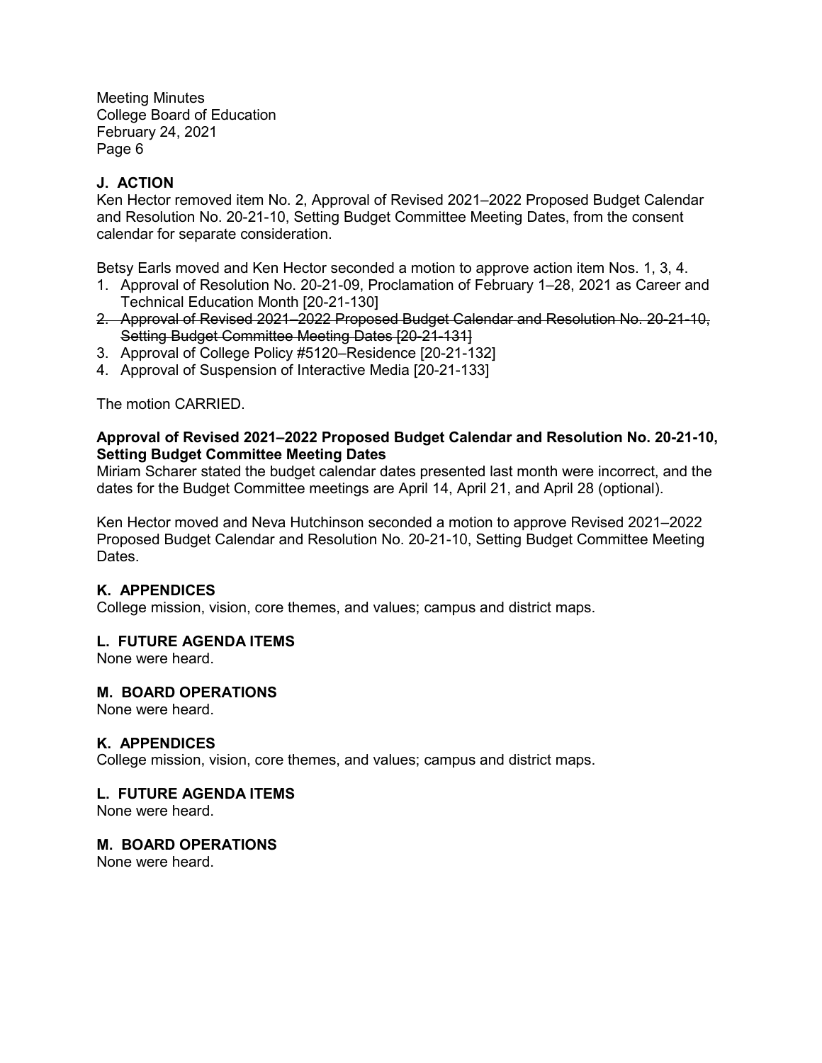## J. ACTION

Ken Hector removed item No. 2, Approval of Revised 2021–2022 Proposed Budget Calendar and Resolution No. 20-21-10, Setting Budget Committee Meeting Dates, from the consent calendar for separate consideration.

Betsy Earls moved and Ken Hector seconded a motion to approve action item Nos. 1, 3, 4.

1. Approval of Resolution No. 20-21-09, Proclamation of February 1–28, 2021 as Career and Technical Education Month [20-21-130]
2. ~~Approval of Revised 2021–2022 Proposed Budget Calendar and Resolution No. 20-21-10, Setting Budget Committee Meeting Dates [20-21-131]~~
3. Approval of College Policy #5120–Residence [20-21-132]
4. Approval of Suspension of Interactive Media [20-21-133]

The motion CARRIED.

**Approval of Revised 2021–2022 Proposed Budget Calendar and Resolution No. 20-21-10, Setting Budget Committee Meeting Dates**

Miriam Scharer stated the budget calendar dates presented last month were incorrect, and the dates for the Budget Committee meetings are April 14, April 21, and April 28 (optional).

Ken Hector moved and Neva Hutchinson seconded a motion to approve Revised 2021–2022 Proposed Budget Calendar and Resolution No. 20-21-10, Setting Budget Committee Meeting Dates.

## K. APPENDICES

College mission, vision, core themes, and values; campus and district maps.

## L. FUTURE AGENDA ITEMS

None were heard.

## M. BOARD OPERATIONS

None were heard.

## K. APPENDICES

College mission, vision, core themes, and values; campus and district maps.

## L. FUTURE AGENDA ITEMS

None were heard.

## M. BOARD OPERATIONS

None were heard.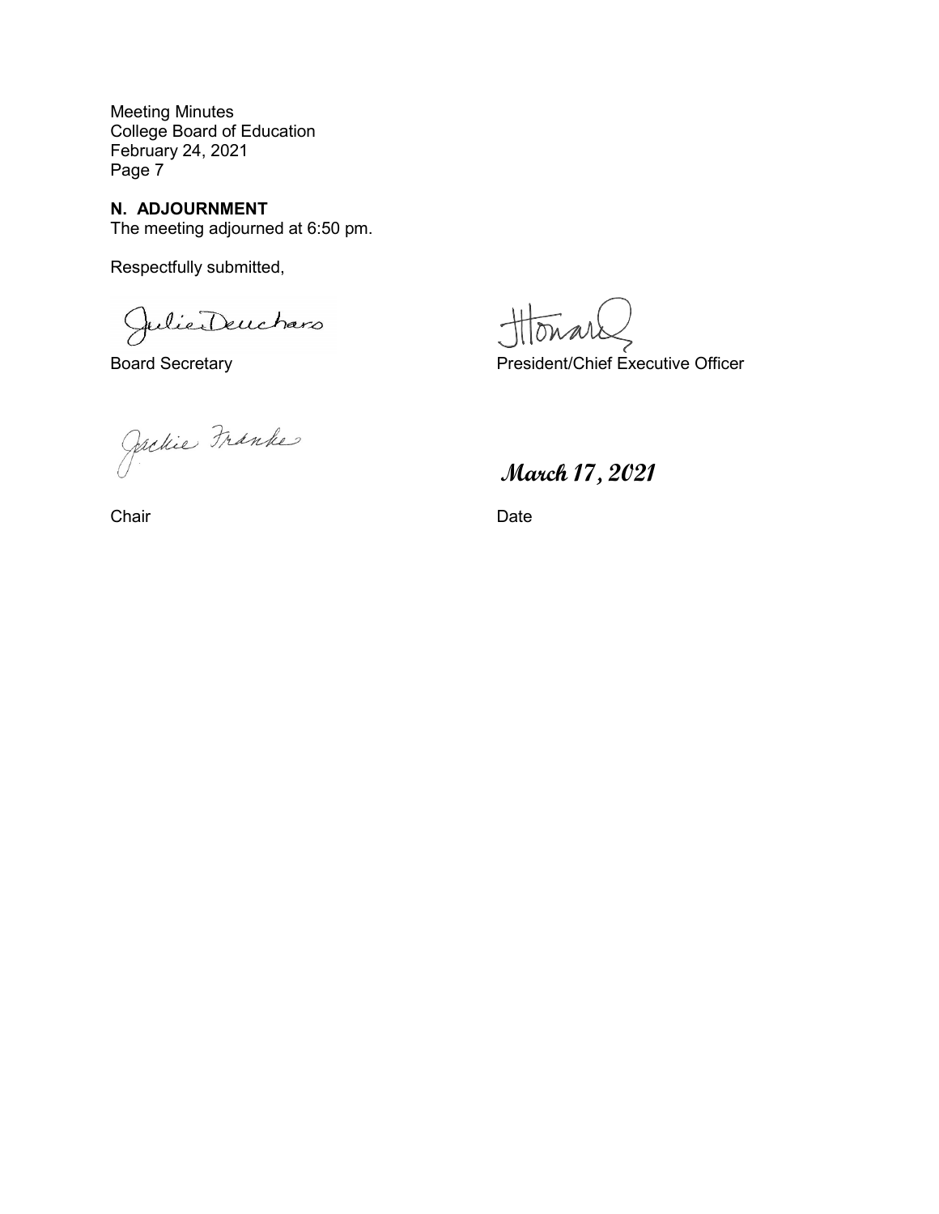## N. ADJOURNMENT

The meeting adjourned at 6:50 pm.

Respectfully submitted,

Julie Deuchars

Board Secretary

J Howard

President/Chief Executive Officer

Jackie Franke

Chair

March 17, 2021

Date